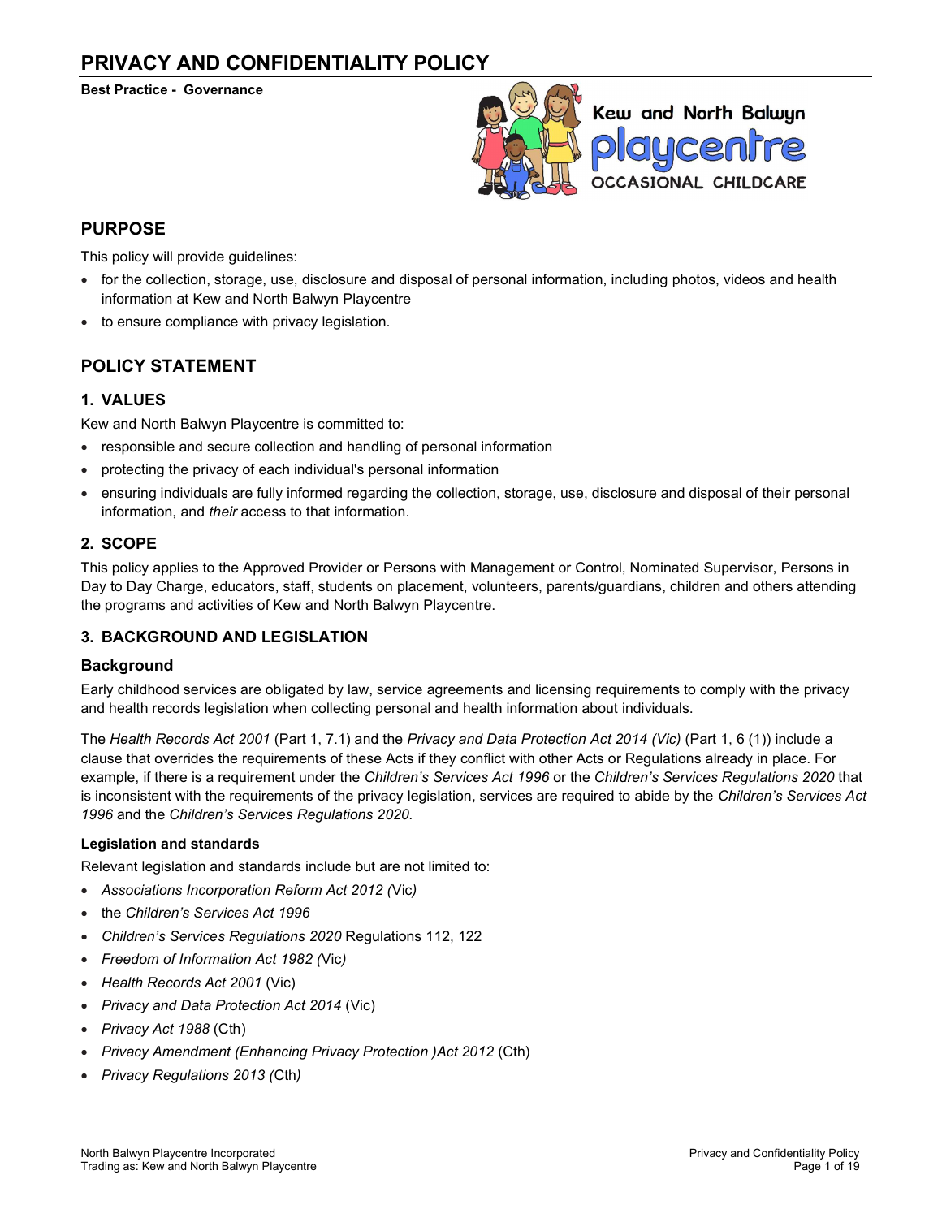# PRIVACY AND CONFIDENTIALITY POLICY

**Best Practice - Governance**

## PURPOSE

This policy will provide guidelines:

- for the collection, storage, use, disclosure and disposal of personal information, including photos, videos and health information at Kew and North Balwyn Playcentre
- to ensure compliance with privacy legislation.

## POLICY STATEMENT

### 1. VALUES

Kew and North Balwyn Playcentre is committed to:

- responsible and secure collection and handling of personal information
- protecting the privacy of each individual's personal information
- ensuring individuals are fully informed regarding the collection, storage, use, disclosure and disposal of their personal information, and *their* access to that information.

### 2. SCOPE

This policy applies to the Approved Provider or Persons with Management or Control, Nominated Supervisor, Persons in Day to Day Charge, educators, staff, students on placement, volunteers, parents/guardians, children and others attending the programs and activities of Kew and North Balwyn Playcentre.

### 3. BACKGROUND AND LEGISLATION

#### Background

Early childhood services are obligated by law, service agreements and licensing requirements to comply with the privacy and health records legislation when collecting personal and health information about individuals.

The *Health Records Act 2001* (Part 1, 7.1) and the *Privacy and Data Protection Act 2014 (Vic)* (Part 1, 6 (1)) include a clause that overrides the requirements of these Acts if they conflict with other Acts or Regulations already in place. For example, if there is a requirement under the *Children's Services Act 1996* or the *Children's Services Regulations 2020* that is inconsistent with the requirements of the privacy legislation, services are required to abide by the *Children's Services Act 1996* and the *Children's Services Regulations 2020.*

**Legislation and standards**

Relevant legislation and standards include but are not limited to:

- *Associations Incorporation Reform Act 2012 (*Vic*)*
- the *Children's Services Act 1996*
- *Children's Services Regulations 2020* Regulations 112, 122
- *Freedom of Information Act 1982 (*Vic*)*
- *Health Records Act 2001* (Vic)
- *Privacy and Data Protection Act 2014* (Vic)
- *Privacy Act 1988* (Cth)
- *Privacy Amendment (Enhancing Privacy Protection )Act 2012* (Cth)
- *Privacy Regulations 2013 (*Cth*)*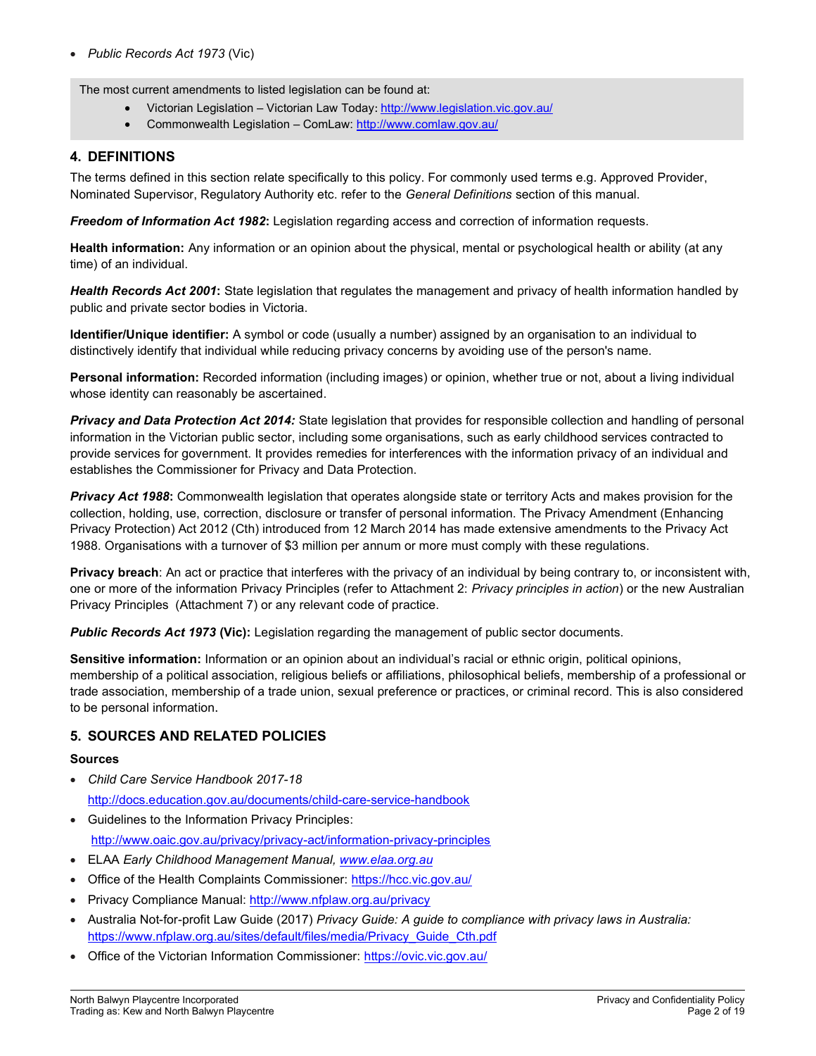- *Public Records Act 1973* (Vic)

The most current amendments to listed legislation can be found at:

- Victorian Legislation – Victorian Law Today: http://www.legislation.vic.gov.au/
- Commonwealth Legislation – ComLaw: http://www.comlaw.gov.au/

## 4. DEFINITIONS

The terms defined in this section relate specifically to this policy. For commonly used terms e.g. Approved Provider, Nominated Supervisor, Regulatory Authority etc. refer to the *General Definitions* section of this manual.

***Freedom of Information Act 1982*:** Legislation regarding access and correction of information requests.

**Health information:** Any information or an opinion about the physical, mental or psychological health or ability (at any time) of an individual.

***Health Records Act 2001*:** State legislation that regulates the management and privacy of health information handled by public and private sector bodies in Victoria.

**Identifier/Unique identifier:** A symbol or code (usually a number) assigned by an organisation to an individual to distinctively identify that individual while reducing privacy concerns by avoiding use of the person's name.

**Personal information:** Recorded information (including images) or opinion, whether true or not, about a living individual whose identity can reasonably be ascertained.

***Privacy and Data Protection Act 2014:*** State legislation that provides for responsible collection and handling of personal information in the Victorian public sector, including some organisations, such as early childhood services contracted to provide services for government. It provides remedies for interferences with the information privacy of an individual and establishes the Commissioner for Privacy and Data Protection.

***Privacy Act 1988*:** Commonwealth legislation that operates alongside state or territory Acts and makes provision for the collection, holding, use, correction, disclosure or transfer of personal information. The Privacy Amendment (Enhancing Privacy Protection) Act 2012 (Cth) introduced from 12 March 2014 has made extensive amendments to the Privacy Act 1988. Organisations with a turnover of $3 million per annum or more must comply with these regulations.

**Privacy breach**: An act or practice that interferes with the privacy of an individual by being contrary to, or inconsistent with, one or more of the information Privacy Principles (refer to Attachment 2: *Privacy principles in action*) or the new Australian Privacy Principles (Attachment 7) or any relevant code of practice.

***Public Records Act 1973* (Vic):** Legislation regarding the management of public sector documents.

**Sensitive information:** Information or an opinion about an individual's racial or ethnic origin, political opinions, membership of a political association, religious beliefs or affiliations, philosophical beliefs, membership of a professional or trade association, membership of a trade union, sexual preference or practices, or criminal record. This is also considered to be personal information.

## 5. SOURCES AND RELATED POLICIES

### Sources

- *Child Care Service Handbook 2017-18* http://docs.education.gov.au/documents/child-care-service-handbook
- Guidelines to the Information Privacy Principles: http://www.oaic.gov.au/privacy/privacy-act/information-privacy-principles
- ELAA *Early Childhood Management Manual, www.elaa.org.au*
- Office of the Health Complaints Commissioner: https://hcc.vic.gov.au/
- Privacy Compliance Manual: http://www.nfplaw.org.au/privacy
- Australia Not-for-profit Law Guide (2017) *Privacy Guide: A guide to compliance with privacy laws in Australia:* https://www.nfplaw.org.au/sites/default/files/media/Privacy_Guide_Cth.pdf
- Office of the Victorian Information Commissioner: https://ovic.vic.gov.au/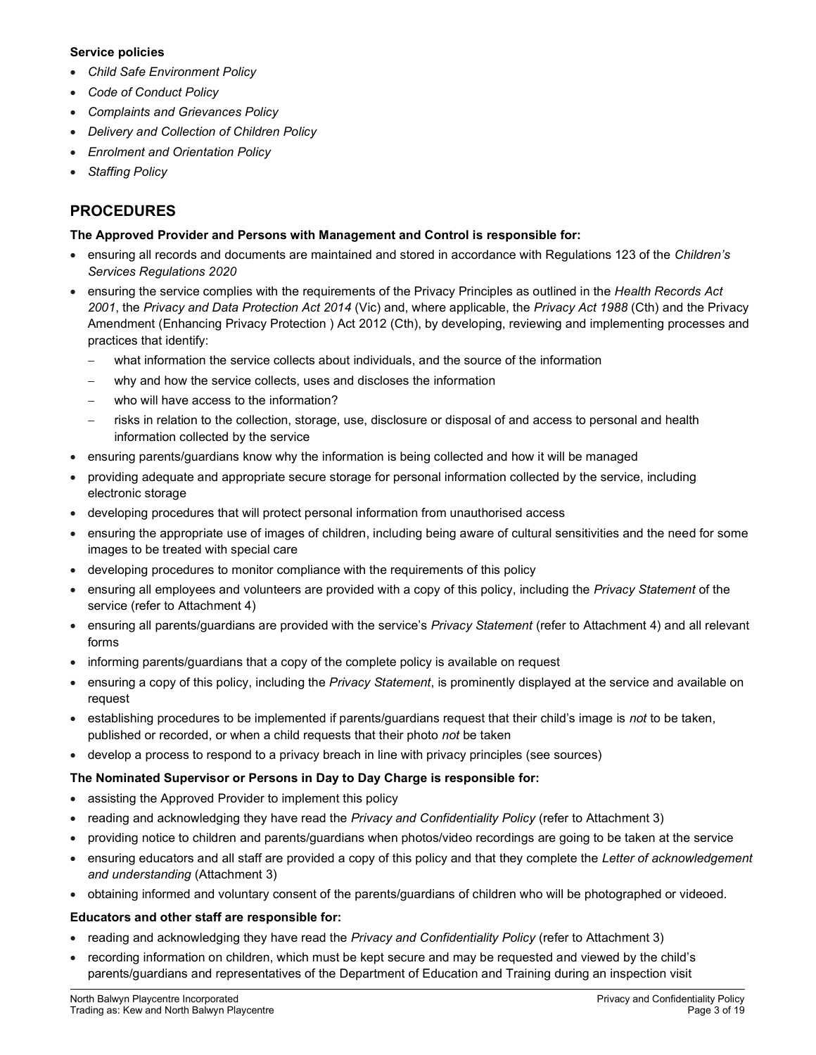**Service policies**

- *Child Safe Environment Policy*
- *Code of Conduct Policy*
- *Complaints and Grievances Policy*
- *Delivery and Collection of Children Policy*
- *Enrolment and Orientation Policy*
- *Staffing Policy*

## PROCEDURES

**The Approved Provider and Persons with Management and Control is responsible for:**

- ensuring all records and documents are maintained and stored in accordance with Regulations 123 of the *Children's Services Regulations 2020*
- ensuring the service complies with the requirements of the Privacy Principles as outlined in the *Health Records Act 2001*, the *Privacy and Data Protection Act 2014* (Vic) and, where applicable, the *Privacy Act 1988* (Cth) and the Privacy Amendment (Enhancing Privacy Protection ) Act 2012 (Cth), by developing, reviewing and implementing processes and practices that identify:
  - what information the service collects about individuals, and the source of the information
  - why and how the service collects, uses and discloses the information
  - who will have access to the information?
  - risks in relation to the collection, storage, use, disclosure or disposal of and access to personal and health information collected by the service
- ensuring parents/guardians know why the information is being collected and how it will be managed
- providing adequate and appropriate secure storage for personal information collected by the service, including electronic storage
- developing procedures that will protect personal information from unauthorised access
- ensuring the appropriate use of images of children, including being aware of cultural sensitivities and the need for some images to be treated with special care
- developing procedures to monitor compliance with the requirements of this policy
- ensuring all employees and volunteers are provided with a copy of this policy, including the *Privacy Statement* of the service (refer to Attachment 4)
- ensuring all parents/guardians are provided with the service's *Privacy Statement* (refer to Attachment 4) and all relevant forms
- informing parents/guardians that a copy of the complete policy is available on request
- ensuring a copy of this policy, including the *Privacy Statement*, is prominently displayed at the service and available on request
- establishing procedures to be implemented if parents/guardians request that their child's image is *not* to be taken, published or recorded, or when a child requests that their photo *not* be taken
- develop a process to respond to a privacy breach in line with privacy principles (see sources)

**The Nominated Supervisor or Persons in Day to Day Charge is responsible for:**

- assisting the Approved Provider to implement this policy
- reading and acknowledging they have read the *Privacy and Confidentiality Policy* (refer to Attachment 3)
- providing notice to children and parents/guardians when photos/video recordings are going to be taken at the service
- ensuring educators and all staff are provided a copy of this policy and that they complete the *Letter of acknowledgement and understanding* (Attachment 3)
- obtaining informed and voluntary consent of the parents/guardians of children who will be photographed or videoed.

**Educators and other staff are responsible for:**

- reading and acknowledging they have read the *Privacy and Confidentiality Policy* (refer to Attachment 3)
- recording information on children, which must be kept secure and may be requested and viewed by the child's parents/guardians and representatives of the Department of Education and Training during an inspection visit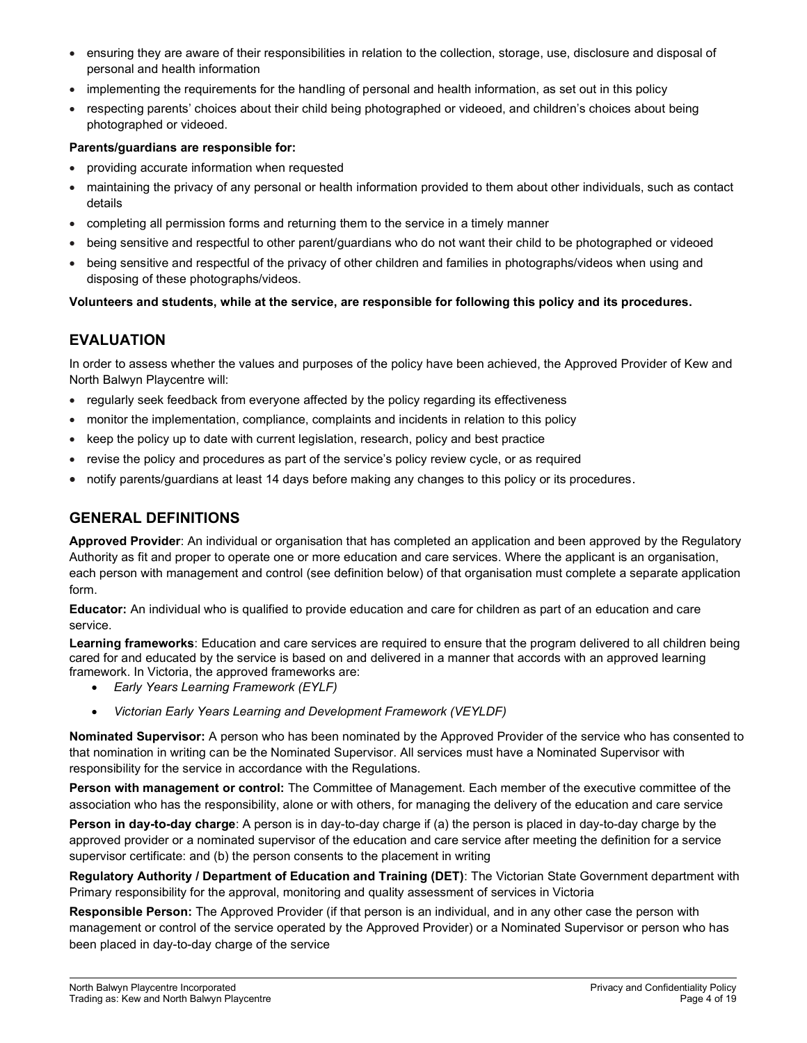- ensuring they are aware of their responsibilities in relation to the collection, storage, use, disclosure and disposal of personal and health information
- implementing the requirements for the handling of personal and health information, as set out in this policy
- respecting parents' choices about their child being photographed or videoed, and children's choices about being photographed or videoed.

**Parents/guardians are responsible for:**

- providing accurate information when requested
- maintaining the privacy of any personal or health information provided to them about other individuals, such as contact details
- completing all permission forms and returning them to the service in a timely manner
- being sensitive and respectful to other parent/guardians who do not want their child to be photographed or videoed
- being sensitive and respectful of the privacy of other children and families in photographs/videos when using and disposing of these photographs/videos.

**Volunteers and students, while at the service, are responsible for following this policy and its procedures.**

## EVALUATION

In order to assess whether the values and purposes of the policy have been achieved, the Approved Provider of Kew and North Balwyn Playcentre will:

- regularly seek feedback from everyone affected by the policy regarding its effectiveness
- monitor the implementation, compliance, complaints and incidents in relation to this policy
- keep the policy up to date with current legislation, research, policy and best practice
- revise the policy and procedures as part of the service's policy review cycle, or as required
- notify parents/guardians at least 14 days before making any changes to this policy or its procedures.

## GENERAL DEFINITIONS

**Approved Provider**: An individual or organisation that has completed an application and been approved by the Regulatory Authority as fit and proper to operate one or more education and care services. Where the applicant is an organisation, each person with management and control (see definition below) of that organisation must complete a separate application form.

**Educator:** An individual who is qualified to provide education and care for children as part of an education and care service.

**Learning frameworks**: Education and care services are required to ensure that the program delivered to all children being cared for and educated by the service is based on and delivered in a manner that accords with an approved learning framework. In Victoria, the approved frameworks are:

- *Early Years Learning Framework (EYLF)*
- *Victorian Early Years Learning and Development Framework (VEYLDF)*

**Nominated Supervisor:** A person who has been nominated by the Approved Provider of the service who has consented to that nomination in writing can be the Nominated Supervisor. All services must have a Nominated Supervisor with responsibility for the service in accordance with the Regulations.

**Person with management or control:** The Committee of Management. Each member of the executive committee of the association who has the responsibility, alone or with others, for managing the delivery of the education and care service

**Person in day-to-day charge**: A person is in day-to-day charge if (a) the person is placed in day-to-day charge by the approved provider or a nominated supervisor of the education and care service after meeting the definition for a service supervisor certificate: and (b) the person consents to the placement in writing

**Regulatory Authority / Department of Education and Training (DET)**: The Victorian State Government department with Primary responsibility for the approval, monitoring and quality assessment of services in Victoria

**Responsible Person:** The Approved Provider (if that person is an individual, and in any other case the person with management or control of the service operated by the Approved Provider) or a Nominated Supervisor or person who has been placed in day-to-day charge of the service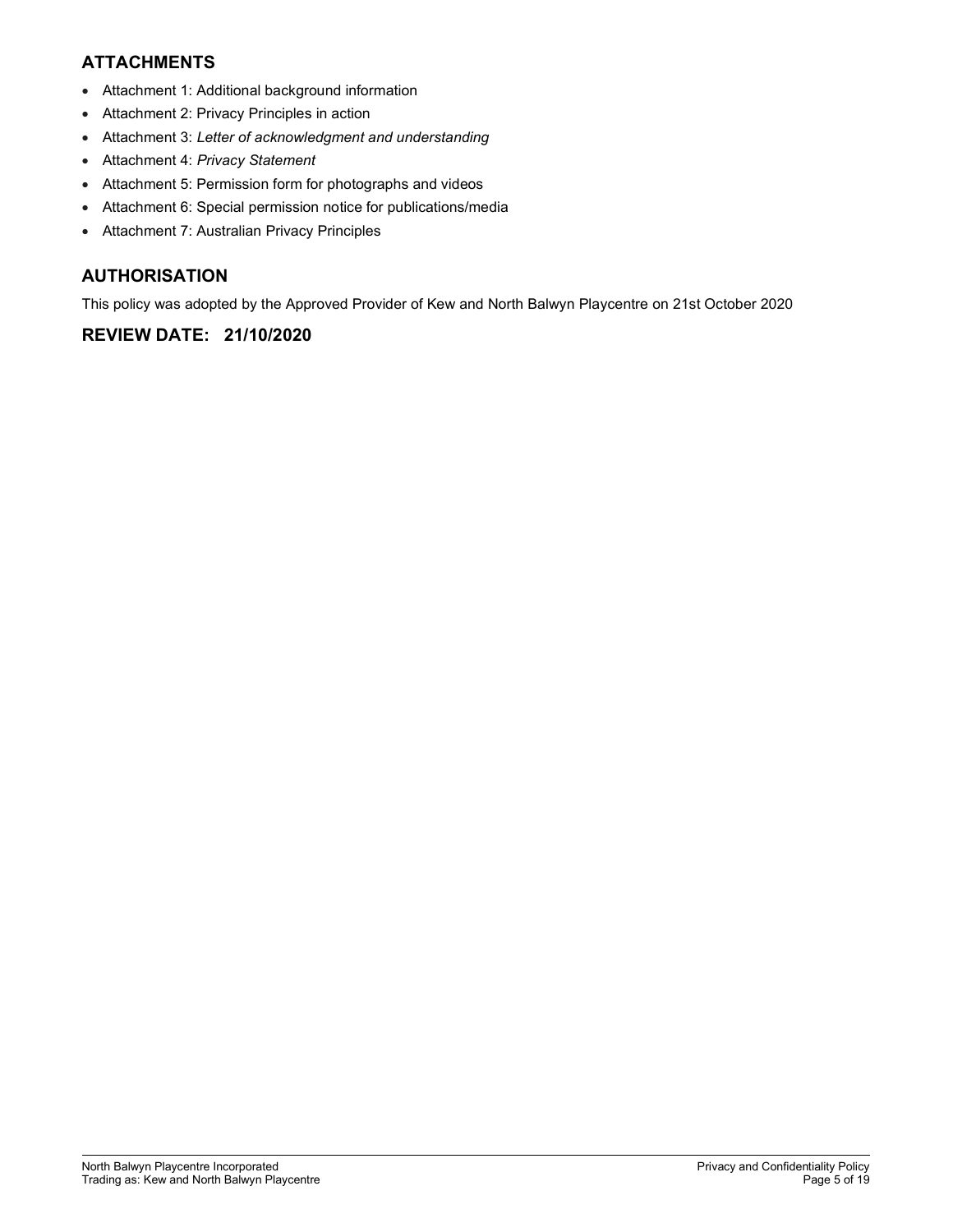## ATTACHMENTS

- Attachment 1: Additional background information
- Attachment 2: Privacy Principles in action
- Attachment 3: *Letter of acknowledgment and understanding*
- Attachment 4: *Privacy Statement*
- Attachment 5: Permission form for photographs and videos
- Attachment 6: Special permission notice for publications/media
- Attachment 7: Australian Privacy Principles

## AUTHORISATION

This policy was adopted by the Approved Provider of Kew and North Balwyn Playcentre on 21st October 2020

## REVIEW DATE: 21/10/2020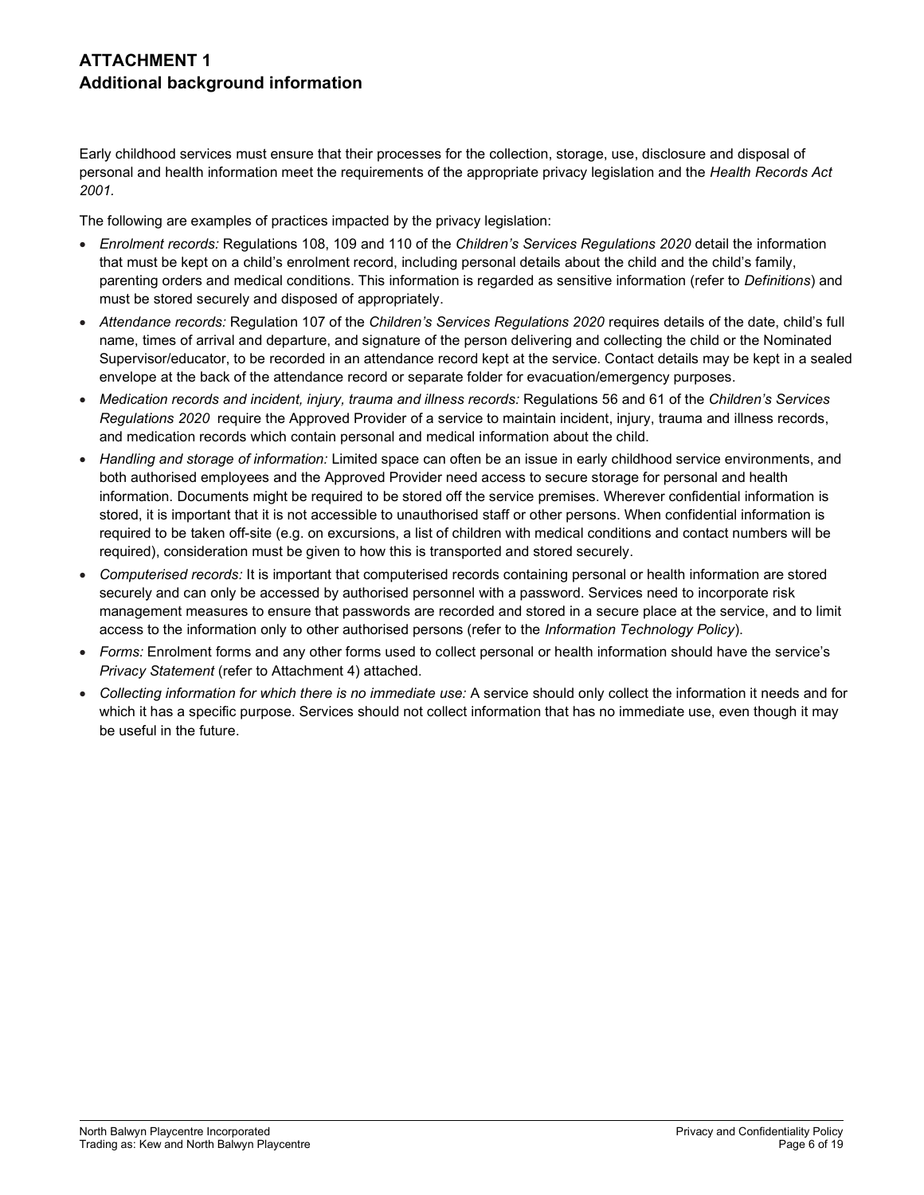## ATTACHMENT 1
## Additional background information

Early childhood services must ensure that their processes for the collection, storage, use, disclosure and disposal of personal and health information meet the requirements of the appropriate privacy legislation and the *Health Records Act 2001*.

The following are examples of practices impacted by the privacy legislation:

- *Enrolment records:* Regulations 108, 109 and 110 of the *Children's Services Regulations 2020* detail the information that must be kept on a child's enrolment record, including personal details about the child and the child's family, parenting orders and medical conditions. This information is regarded as sensitive information (refer to *Definitions*) and must be stored securely and disposed of appropriately.
- *Attendance records:* Regulation 107 of the *Children's Services Regulations 2020* requires details of the date, child's full name, times of arrival and departure, and signature of the person delivering and collecting the child or the Nominated Supervisor/educator, to be recorded in an attendance record kept at the service. Contact details may be kept in a sealed envelope at the back of the attendance record or separate folder for evacuation/emergency purposes.
- *Medication records and incident, injury, trauma and illness records:* Regulations 56 and 61 of the *Children's Services Regulations 2020* require the Approved Provider of a service to maintain incident, injury, trauma and illness records, and medication records which contain personal and medical information about the child.
- *Handling and storage of information:* Limited space can often be an issue in early childhood service environments, and both authorised employees and the Approved Provider need access to secure storage for personal and health information. Documents might be required to be stored off the service premises. Wherever confidential information is stored, it is important that it is not accessible to unauthorised staff or other persons. When confidential information is required to be taken off-site (e.g. on excursions, a list of children with medical conditions and contact numbers will be required), consideration must be given to how this is transported and stored securely.
- *Computerised records:* It is important that computerised records containing personal or health information are stored securely and can only be accessed by authorised personnel with a password. Services need to incorporate risk management measures to ensure that passwords are recorded and stored in a secure place at the service, and to limit access to the information only to other authorised persons (refer to the *Information Technology Policy*).
- *Forms:* Enrolment forms and any other forms used to collect personal or health information should have the service's *Privacy Statement* (refer to Attachment 4) attached.
- *Collecting information for which there is no immediate use:* A service should only collect the information it needs and for which it has a specific purpose. Services should not collect information that has no immediate use, even though it may be useful in the future.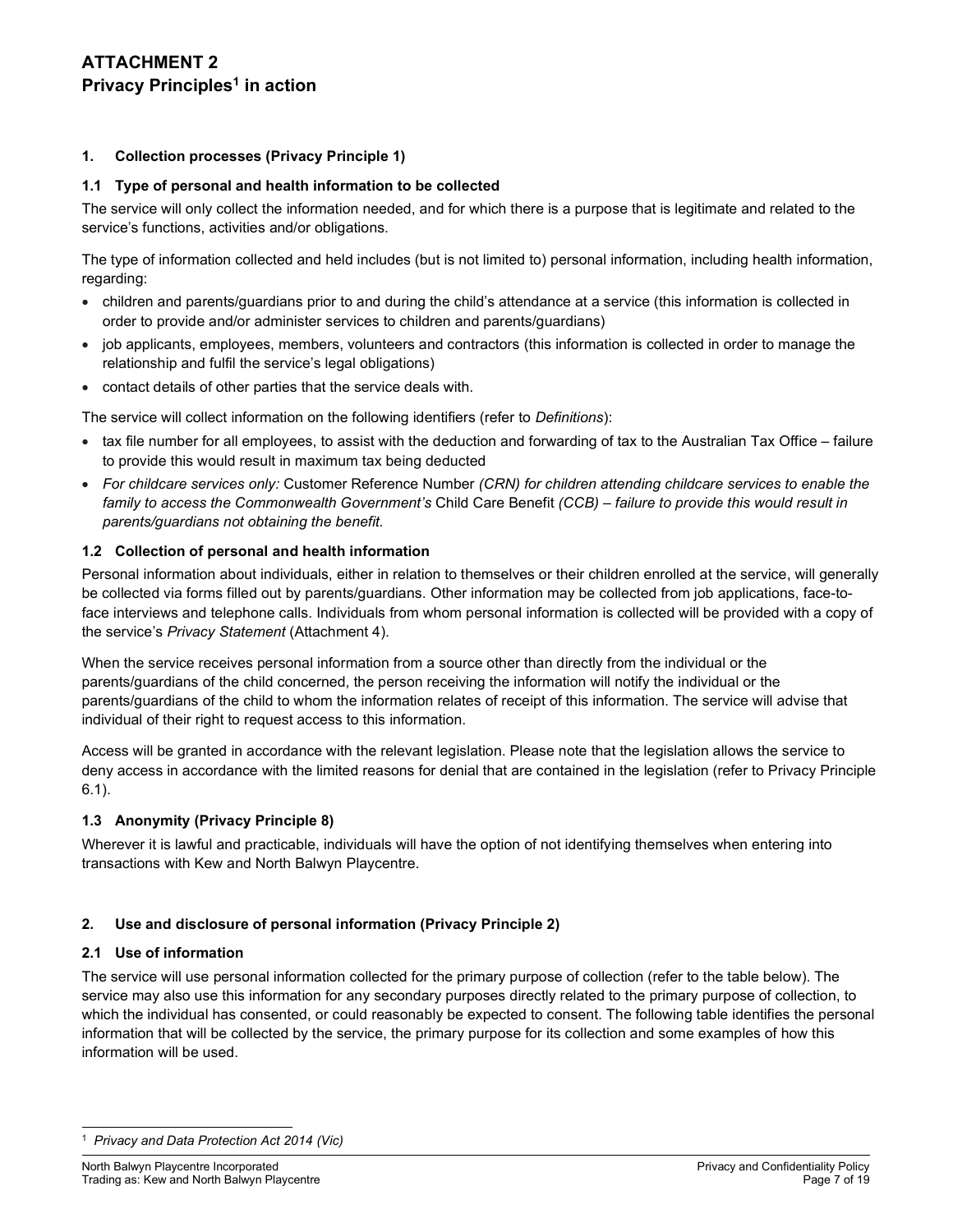# ATTACHMENT 2
## Privacy Principles[1] in action

### 1. Collection processes (Privacy Principle 1)

#### 1.1 Type of personal and health information to be collected

The service will only collect the information needed, and for which there is a purpose that is legitimate and related to the service's functions, activities and/or obligations.

The type of information collected and held includes (but is not limited to) personal information, including health information, regarding:

- children and parents/guardians prior to and during the child's attendance at a service (this information is collected in order to provide and/or administer services to children and parents/guardians)
- job applicants, employees, members, volunteers and contractors (this information is collected in order to manage the relationship and fulfil the service's legal obligations)
- contact details of other parties that the service deals with.

The service will collect information on the following identifiers (refer to *Definitions*):

- tax file number for all employees, to assist with the deduction and forwarding of tax to the Australian Tax Office – failure to provide this would result in maximum tax being deducted
- *For childcare services only:* Customer Reference Number *(CRN) for children attending childcare services to enable the family to access the Commonwealth Government's* Child Care Benefit *(CCB) – failure to provide this would result in parents/guardians not obtaining the benefit.*

#### 1.2 Collection of personal and health information

Personal information about individuals, either in relation to themselves or their children enrolled at the service, will generally be collected via forms filled out by parents/guardians. Other information may be collected from job applications, face-to-face interviews and telephone calls. Individuals from whom personal information is collected will be provided with a copy of the service's *Privacy Statement* (Attachment 4).

When the service receives personal information from a source other than directly from the individual or the parents/guardians of the child concerned, the person receiving the information will notify the individual or the parents/guardians of the child to whom the information relates of receipt of this information. The service will advise that individual of their right to request access to this information.

Access will be granted in accordance with the relevant legislation. Please note that the legislation allows the service to deny access in accordance with the limited reasons for denial that are contained in the legislation (refer to Privacy Principle 6.1).

#### 1.3 Anonymity (Privacy Principle 8)

Wherever it is lawful and practicable, individuals will have the option of not identifying themselves when entering into transactions with Kew and North Balwyn Playcentre.

### 2. Use and disclosure of personal information (Privacy Principle 2)

#### 2.1 Use of information

The service will use personal information collected for the primary purpose of collection (refer to the table below). The service may also use this information for any secondary purposes directly related to the primary purpose of collection, to which the individual has consented, or could reasonably be expected to consent. The following table identifies the personal information that will be collected by the service, the primary purpose for its collection and some examples of how this information will be used.

[1] *Privacy and Data Protection Act 2014 (Vic)*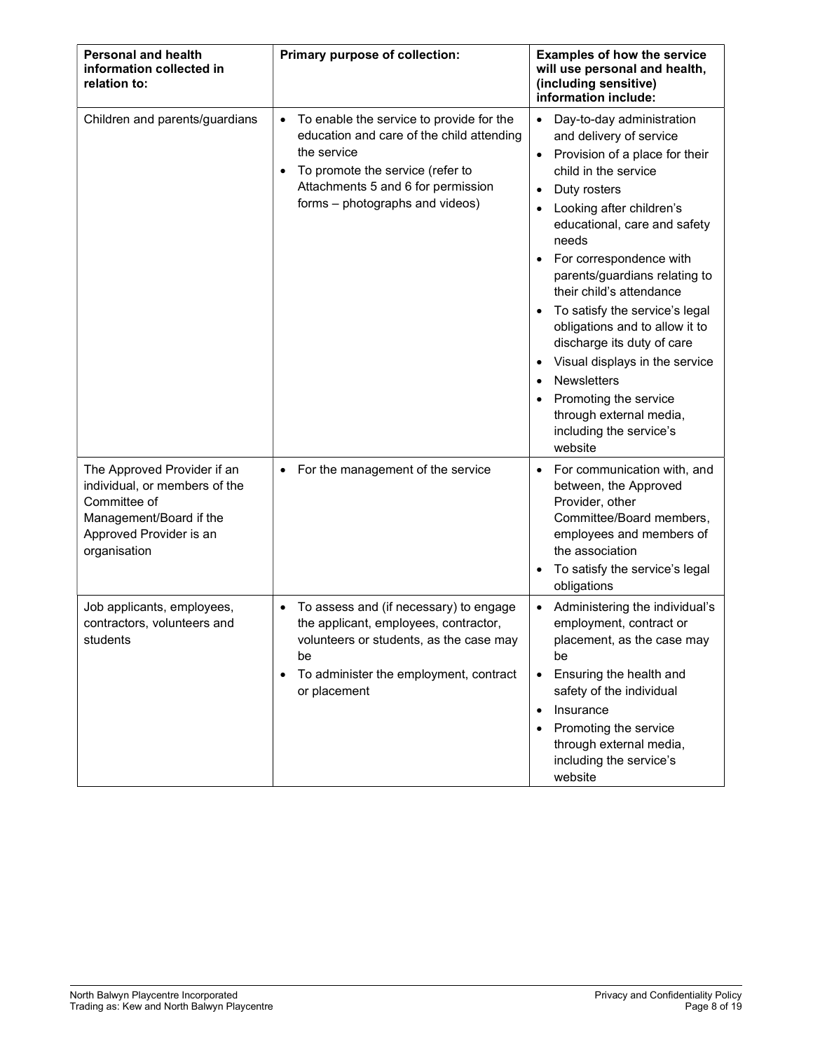| Personal and health information collected in relation to: | Primary purpose of collection: | Examples of how the service will use personal and health, (including sensitive) information include: |
|---|---|---|
| Children and parents/guardians | • To enable the service to provide for the education and care of the child attending the service<br>• To promote the service (refer to Attachments 5 and 6 for permission forms – photographs and videos) | • Day-to-day administration and delivery of service<br>• Provision of a place for their child in the service<br>• Duty rosters<br>• Looking after children's educational, care and safety needs<br>• For correspondence with parents/guardians relating to their child's attendance<br>• To satisfy the service's legal obligations and to allow it to discharge its duty of care<br>• Visual displays in the service<br>• Newsletters<br>• Promoting the service through external media, including the service's website |
| The Approved Provider if an individual, or members of the Committee of Management/Board if the Approved Provider is an organisation | • For the management of the service | • For communication with, and between, the Approved Provider, other Committee/Board members, employees and members of the association<br>• To satisfy the service's legal obligations |
| Job applicants, employees, contractors, volunteers and students | • To assess and (if necessary) to engage the applicant, employees, contractor, volunteers or students, as the case may be<br>• To administer the employment, contract or placement | • Administering the individual's employment, contract or placement, as the case may be<br>• Ensuring the health and safety of the individual<br>• Insurance<br>• Promoting the service through external media, including the service's website |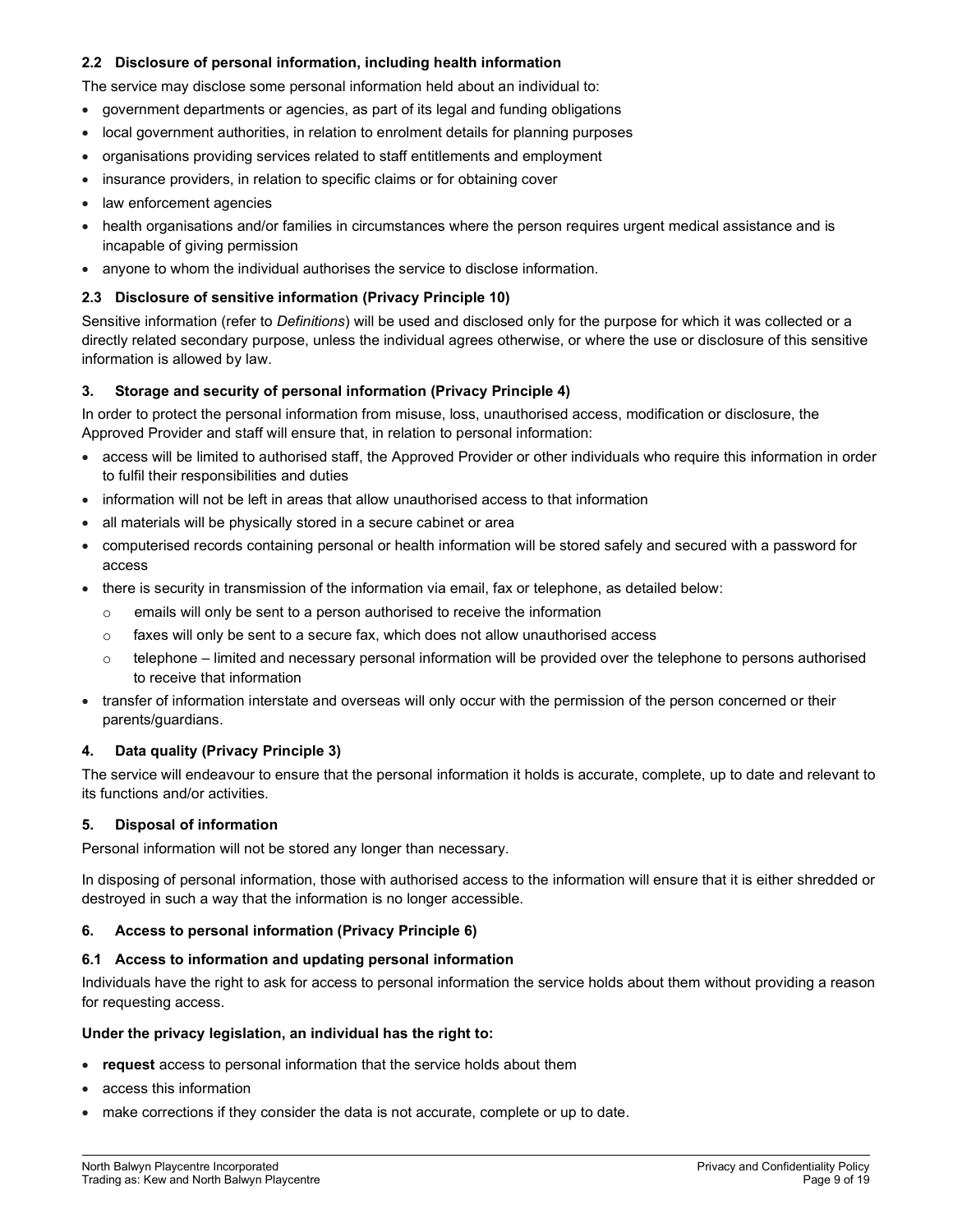### 2.2 Disclosure of personal information, including health information

The service may disclose some personal information held about an individual to:

- government departments or agencies, as part of its legal and funding obligations
- local government authorities, in relation to enrolment details for planning purposes
- organisations providing services related to staff entitlements and employment
- insurance providers, in relation to specific claims or for obtaining cover
- law enforcement agencies
- health organisations and/or families in circumstances where the person requires urgent medical assistance and is incapable of giving permission
- anyone to whom the individual authorises the service to disclose information.

### 2.3 Disclosure of sensitive information (Privacy Principle 10)

Sensitive information (refer to *Definitions*) will be used and disclosed only for the purpose for which it was collected or a directly related secondary purpose, unless the individual agrees otherwise, or where the use or disclosure of this sensitive information is allowed by law.

## 3. Storage and security of personal information (Privacy Principle 4)

In order to protect the personal information from misuse, loss, unauthorised access, modification or disclosure, the Approved Provider and staff will ensure that, in relation to personal information:

- access will be limited to authorised staff, the Approved Provider or other individuals who require this information in order to fulfil their responsibilities and duties
- information will not be left in areas that allow unauthorised access to that information
- all materials will be physically stored in a secure cabinet or area
- computerised records containing personal or health information will be stored safely and secured with a password for access
- there is security in transmission of the information via email, fax or telephone, as detailed below:
  - emails will only be sent to a person authorised to receive the information
  - faxes will only be sent to a secure fax, which does not allow unauthorised access
  - telephone – limited and necessary personal information will be provided over the telephone to persons authorised to receive that information
- transfer of information interstate and overseas will only occur with the permission of the person concerned or their parents/guardians.

## 4. Data quality (Privacy Principle 3)

The service will endeavour to ensure that the personal information it holds is accurate, complete, up to date and relevant to its functions and/or activities.

## 5. Disposal of information

Personal information will not be stored any longer than necessary.

In disposing of personal information, those with authorised access to the information will ensure that it is either shredded or destroyed in such a way that the information is no longer accessible.

## 6. Access to personal information (Privacy Principle 6)

### 6.1 Access to information and updating personal information

Individuals have the right to ask for access to personal information the service holds about them without providing a reason for requesting access.

**Under the privacy legislation, an individual has the right to:**

- **request** access to personal information that the service holds about them
- access this information
- make corrections if they consider the data is not accurate, complete or up to date.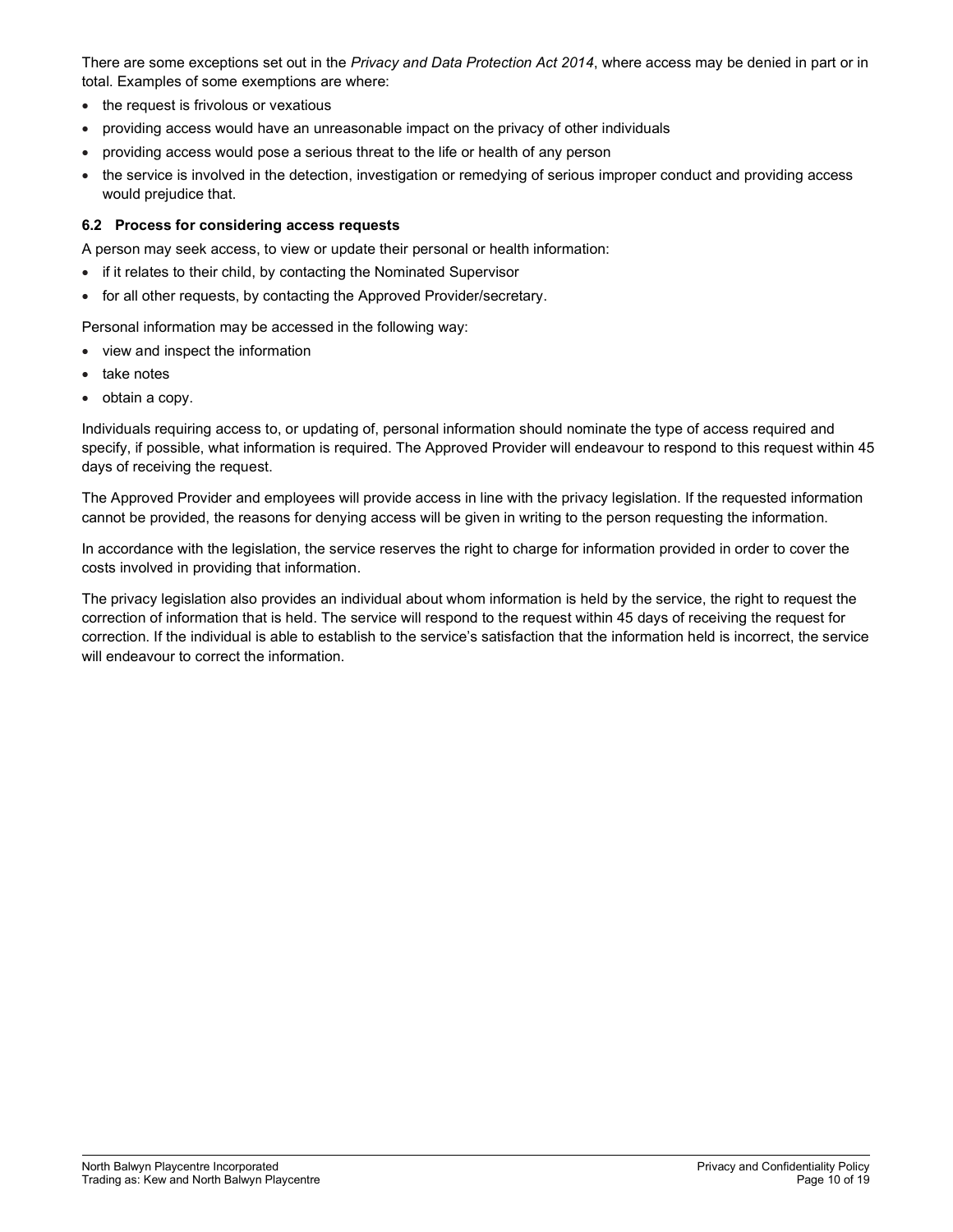There are some exceptions set out in the *Privacy and Data Protection Act 2014*, where access may be denied in part or in total. Examples of some exemptions are where:

- the request is frivolous or vexatious
- providing access would have an unreasonable impact on the privacy of other individuals
- providing access would pose a serious threat to the life or health of any person
- the service is involved in the detection, investigation or remedying of serious improper conduct and providing access would prejudice that.

### 6.2 Process for considering access requests

A person may seek access, to view or update their personal or health information:

- if it relates to their child, by contacting the Nominated Supervisor
- for all other requests, by contacting the Approved Provider/secretary.

Personal information may be accessed in the following way:

- view and inspect the information
- take notes
- obtain a copy.

Individuals requiring access to, or updating of, personal information should nominate the type of access required and specify, if possible, what information is required. The Approved Provider will endeavour to respond to this request within 45 days of receiving the request.

The Approved Provider and employees will provide access in line with the privacy legislation. If the requested information cannot be provided, the reasons for denying access will be given in writing to the person requesting the information.

In accordance with the legislation, the service reserves the right to charge for information provided in order to cover the costs involved in providing that information.

The privacy legislation also provides an individual about whom information is held by the service, the right to request the correction of information that is held. The service will respond to the request within 45 days of receiving the request for correction. If the individual is able to establish to the service's satisfaction that the information held is incorrect, the service will endeavour to correct the information.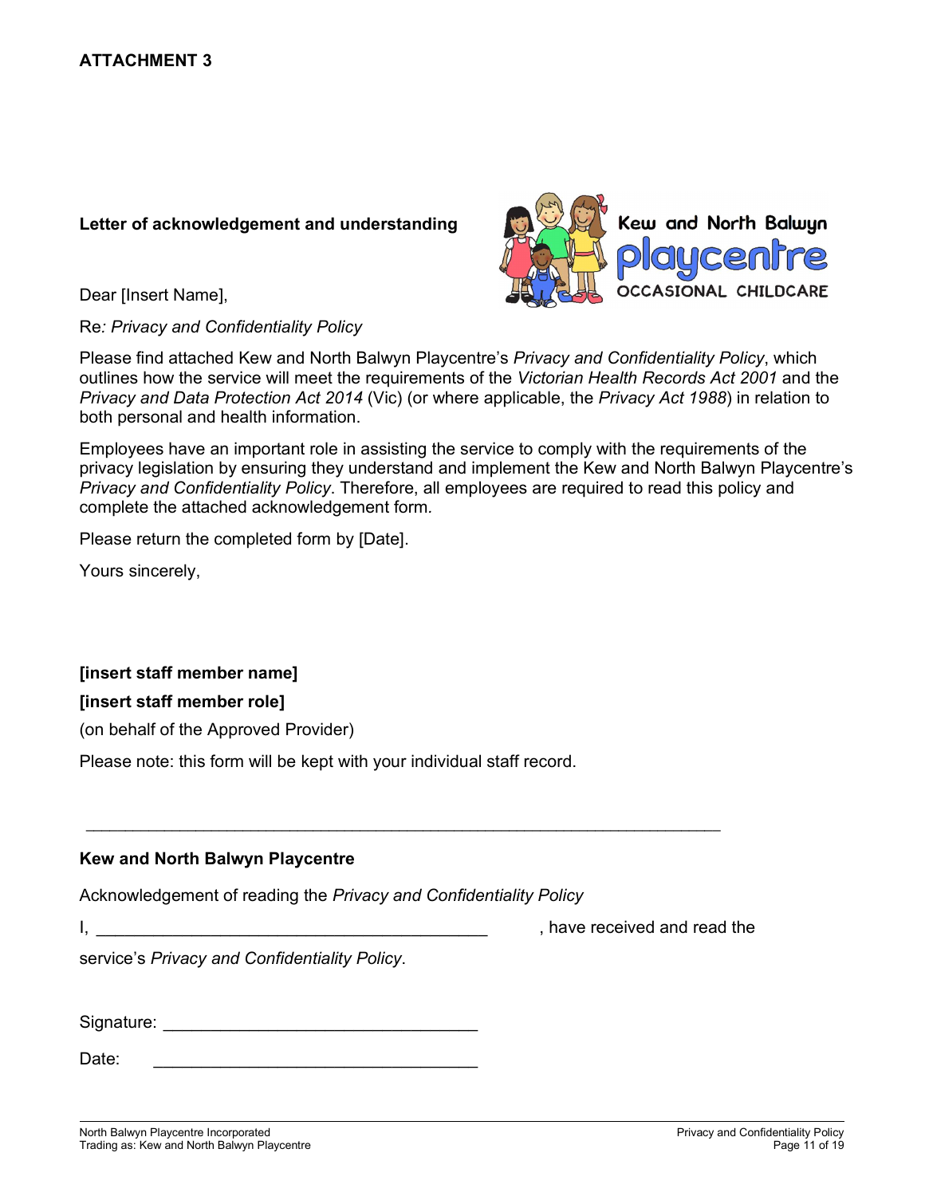**ATTACHMENT 3**

**Letter of acknowledgement and understanding**

Kew and North Balwyn playcentre OCCASIONAL CHILDCARE

Dear [Insert Name],

Re*: Privacy and Confidentiality Policy*

Please find attached Kew and North Balwyn Playcentre's *Privacy and Confidentiality Policy*, which outlines how the service will meet the requirements of the *Victorian Health Records Act 2001* and the *Privacy and Data Protection Act 2014* (Vic) (or where applicable, the *Privacy Act 1988*) in relation to both personal and health information.

Employees have an important role in assisting the service to comply with the requirements of the privacy legislation by ensuring they understand and implement the Kew and North Balwyn Playcentre's *Privacy and Confidentiality Policy*. Therefore, all employees are required to read this policy and complete the attached acknowledgement form.

Please return the completed form by [Date].

Yours sincerely,

**[insert staff member name]**

**[insert staff member role]**

(on behalf of the Approved Provider)

Please note: this form will be kept with your individual staff record.

---

**Kew and North Balwyn Playcentre**

Acknowledgement of reading the *Privacy and Confidentiality Policy*

I, ________________________________________ , have received and read the service's *Privacy and Confidentiality Policy*.

Signature: ________________________________

Date: ________________________________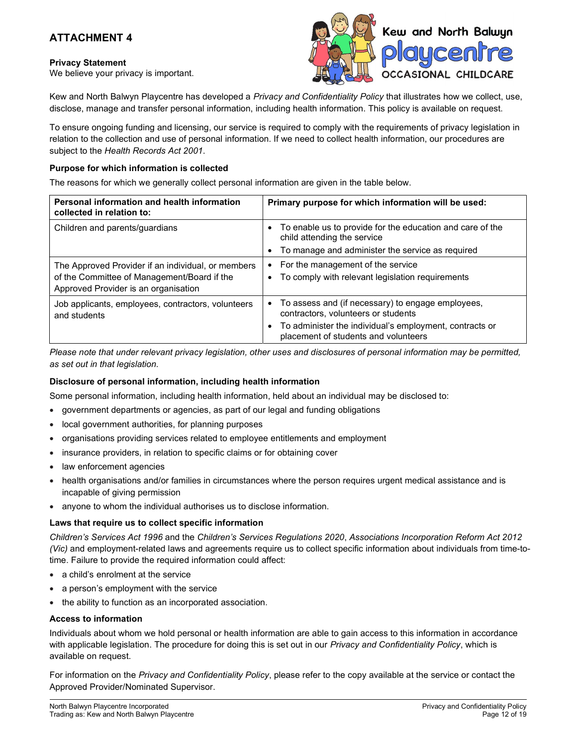## ATTACHMENT 4

**Privacy Statement**
We believe your privacy is important.

Kew and North Balwyn Playcentre has developed a *Privacy and Confidentiality Policy* that illustrates how we collect, use, disclose, manage and transfer personal information, including health information. This policy is available on request.

To ensure ongoing funding and licensing, our service is required to comply with the requirements of privacy legislation in relation to the collection and use of personal information. If we need to collect health information, our procedures are subject to the *Health Records Act 2001*.

**Purpose for which information is collected**

The reasons for which we generally collect personal information are given in the table below.

| **Personal information and health information collected in relation to:** | **Primary purpose for which information will be used:** |
|---|---|
| Children and parents/guardians | • To enable us to provide for the education and care of the child attending the service<br>• To manage and administer the service as required |
| The Approved Provider if an individual, or members of the Committee of Management/Board if the Approved Provider is an organisation | • For the management of the service<br>• To comply with relevant legislation requirements |
| Job applicants, employees, contractors, volunteers and students | • To assess and (if necessary) to engage employees, contractors, volunteers or students<br>• To administer the individual's employment, contracts or placement of students and volunteers |

*Please note that under relevant privacy legislation, other uses and disclosures of personal information may be permitted, as set out in that legislation.*

**Disclosure of personal information, including health information**

Some personal information, including health information, held about an individual may be disclosed to:

- government departments or agencies, as part of our legal and funding obligations
- local government authorities, for planning purposes
- organisations providing services related to employee entitlements and employment
- insurance providers, in relation to specific claims or for obtaining cover
- law enforcement agencies
- health organisations and/or families in circumstances where the person requires urgent medical assistance and is incapable of giving permission
- anyone to whom the individual authorises us to disclose information.

**Laws that require us to collect specific information**

*Children's Services Act 1996* and the *Children's Services Regulations 2020*, *Associations Incorporation Reform Act 2012 (Vic)* and employment-related laws and agreements require us to collect specific information about individuals from time-to-time. Failure to provide the required information could affect:

- a child's enrolment at the service
- a person's employment with the service
- the ability to function as an incorporated association.

**Access to information**

Individuals about whom we hold personal or health information are able to gain access to this information in accordance with applicable legislation. The procedure for doing this is set out in our *Privacy and Confidentiality Policy*, which is available on request.

For information on the *Privacy and Confidentiality Policy*, please refer to the copy available at the service or contact the Approved Provider/Nominated Supervisor.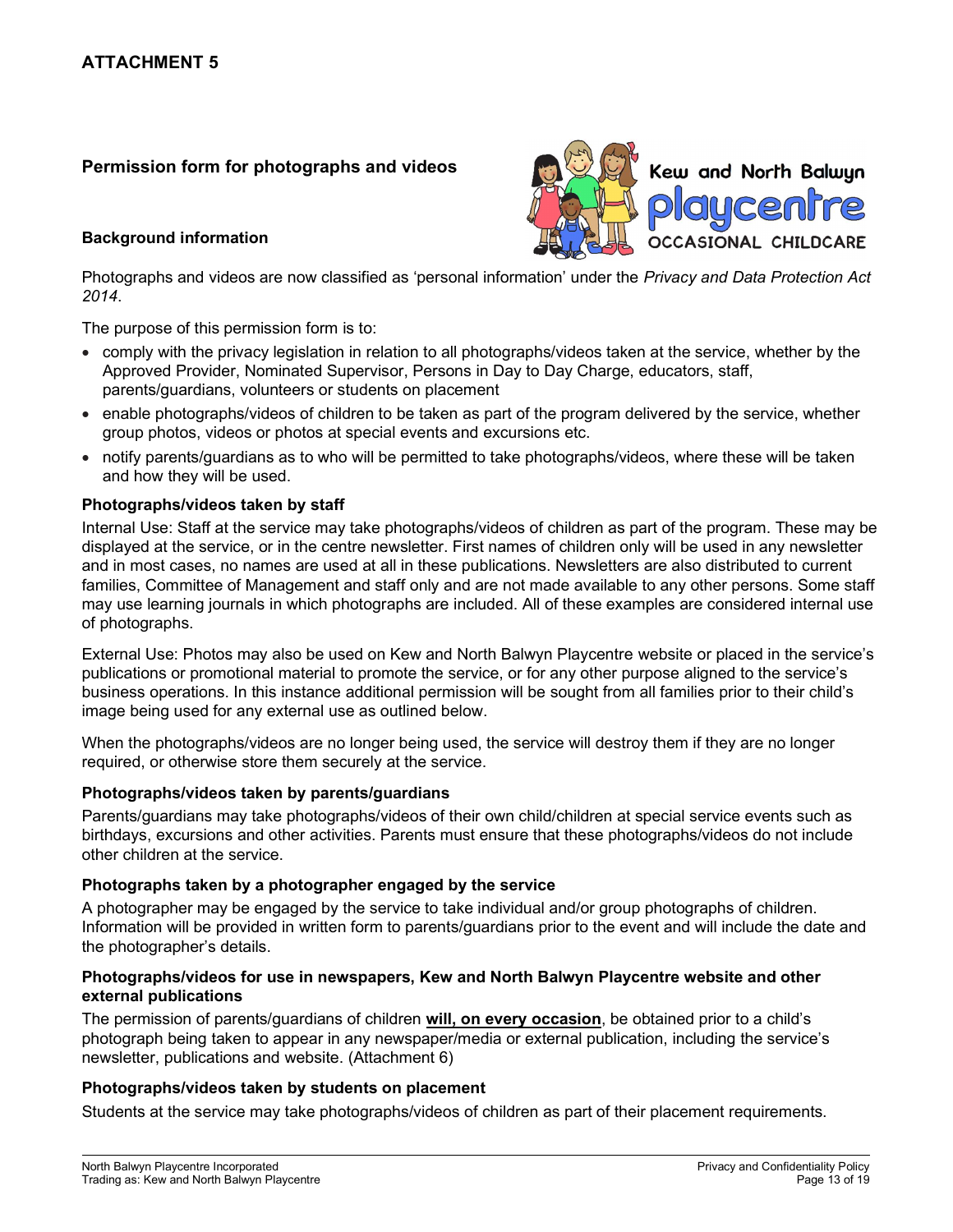## ATTACHMENT 5

### Permission form for photographs and videos

**Background information**

Photographs and videos are now classified as 'personal information' under the *Privacy and Data Protection Act 2014*.

The purpose of this permission form is to:

- comply with the privacy legislation in relation to all photographs/videos taken at the service, whether by the Approved Provider, Nominated Supervisor, Persons in Day to Day Charge, educators, staff, parents/guardians, volunteers or students on placement
- enable photographs/videos of children to be taken as part of the program delivered by the service, whether group photos, videos or photos at special events and excursions etc.
- notify parents/guardians as to who will be permitted to take photographs/videos, where these will be taken and how they will be used.

**Photographs/videos taken by staff**

Internal Use: Staff at the service may take photographs/videos of children as part of the program. These may be displayed at the service, or in the centre newsletter. First names of children only will be used in any newsletter and in most cases, no names are used at all in these publications. Newsletters are also distributed to current families, Committee of Management and staff only and are not made available to any other persons. Some staff may use learning journals in which photographs are included. All of these examples are considered internal use of photographs.

External Use: Photos may also be used on Kew and North Balwyn Playcentre website or placed in the service's publications or promotional material to promote the service, or for any other purpose aligned to the service's business operations. In this instance additional permission will be sought from all families prior to their child's image being used for any external use as outlined below.

When the photographs/videos are no longer being used, the service will destroy them if they are no longer required, or otherwise store them securely at the service.

**Photographs/videos taken by parents/guardians**

Parents/guardians may take photographs/videos of their own child/children at special service events such as birthdays, excursions and other activities. Parents must ensure that these photographs/videos do not include other children at the service.

**Photographs taken by a photographer engaged by the service**

A photographer may be engaged by the service to take individual and/or group photographs of children. Information will be provided in written form to parents/guardians prior to the event and will include the date and the photographer's details.

**Photographs/videos for use in newspapers, Kew and North Balwyn Playcentre website and other external publications**

The permission of parents/guardians of children **will, on every occasion**, be obtained prior to a child's photograph being taken to appear in any newspaper/media or external publication, including the service's newsletter, publications and website. (Attachment 6)

**Photographs/videos taken by students on placement**

Students at the service may take photographs/videos of children as part of their placement requirements.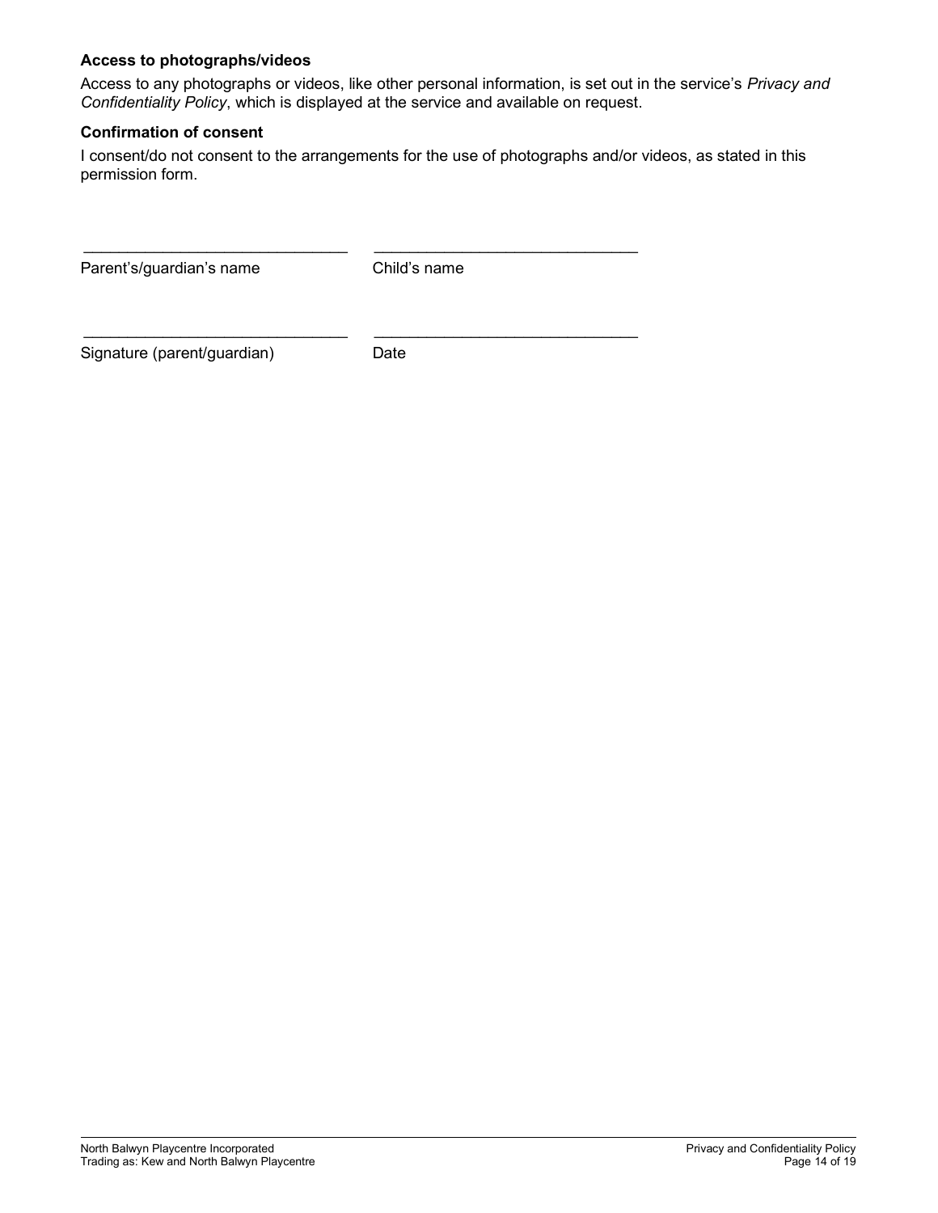**Access to photographs/videos**

Access to any photographs or videos, like other personal information, is set out in the service's *Privacy and Confidentiality Policy*, which is displayed at the service and available on request.

**Confirmation of consent**

I consent/do not consent to the arrangements for the use of photographs and/or videos, as stated in this permission form.

______________________________ ______________________________

Parent's/guardian's name Child's name

______________________________ ______________________________

Signature (parent/guardian) Date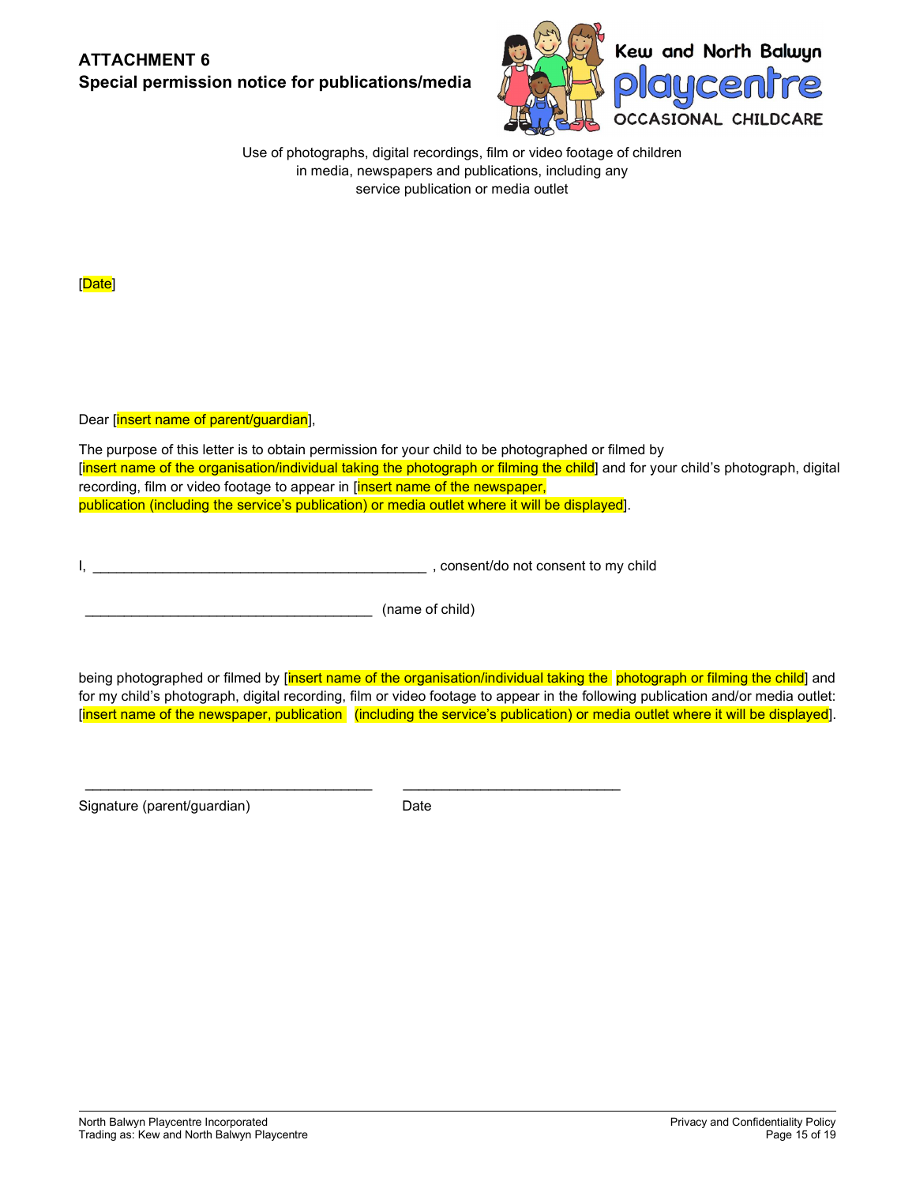**ATTACHMENT 6**
**Special permission notice for publications/media**

Use of photographs, digital recordings, film or video footage of children in media, newspapers and publications, including any service publication or media outlet

[Date]

Dear [insert name of parent/guardian],

The purpose of this letter is to obtain permission for your child to be photographed or filmed by [insert name of the organisation/individual taking the photograph or filming the child] and for your child's photograph, digital recording, film or video footage to appear in [insert name of the newspaper, publication (including the service's publication) or media outlet where it will be displayed].

I, ___________________________________________ , consent/do not consent to my child

_____________________________________ (name of child)

being photographed or filmed by [insert name of the organisation/individual taking the photograph or filming the child] and for my child's photograph, digital recording, film or video footage to appear in the following publication and/or media outlet: [insert name of the newspaper, publication (including the service's publication) or media outlet where it will be displayed].

_____________________________________ ____________________________

Signature (parent/guardian) Date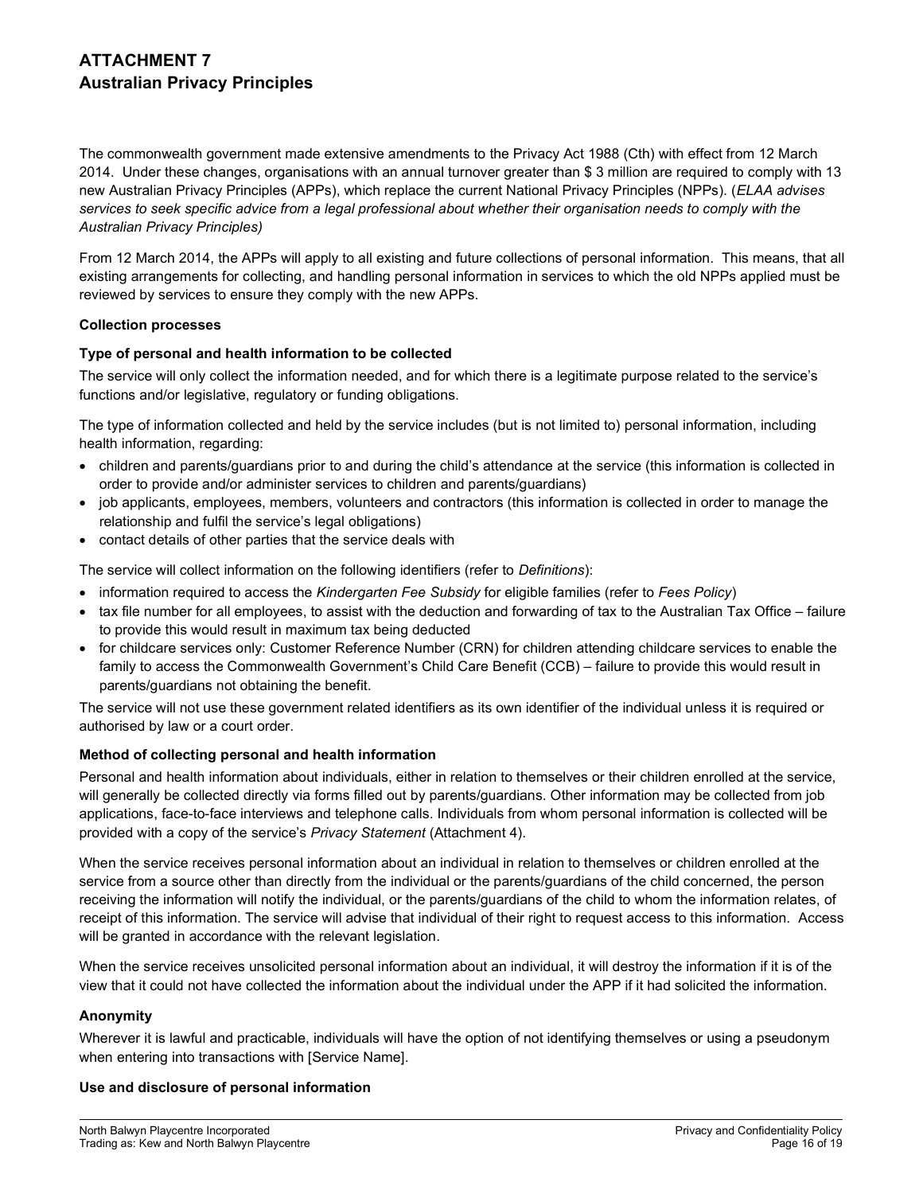## ATTACHMENT 7
## Australian Privacy Principles

The commonwealth government made extensive amendments to the Privacy Act 1988 (Cth) with effect from 12 March 2014. Under these changes, organisations with an annual turnover greater than $ 3 million are required to comply with 13 new Australian Privacy Principles (APPs), which replace the current National Privacy Principles (NPPs). (*ELAA advises services to seek specific advice from a legal professional about whether their organisation needs to comply with the Australian Privacy Principles)*

From 12 March 2014, the APPs will apply to all existing and future collections of personal information. This means, that all existing arrangements for collecting, and handling personal information in services to which the old NPPs applied must be reviewed by services to ensure they comply with the new APPs.

**Collection processes**

**Type of personal and health information to be collected**

The service will only collect the information needed, and for which there is a legitimate purpose related to the service's functions and/or legislative, regulatory or funding obligations.

The type of information collected and held by the service includes (but is not limited to) personal information, including health information, regarding:

- children and parents/guardians prior to and during the child's attendance at the service (this information is collected in order to provide and/or administer services to children and parents/guardians)
- job applicants, employees, members, volunteers and contractors (this information is collected in order to manage the relationship and fulfil the service's legal obligations)
- contact details of other parties that the service deals with

The service will collect information on the following identifiers (refer to *Definitions*):

- information required to access the *Kindergarten Fee Subsidy* for eligible families (refer to *Fees Policy*)
- tax file number for all employees, to assist with the deduction and forwarding of tax to the Australian Tax Office – failure to provide this would result in maximum tax being deducted
- for childcare services only: Customer Reference Number (CRN) for children attending childcare services to enable the family to access the Commonwealth Government's Child Care Benefit (CCB) – failure to provide this would result in parents/guardians not obtaining the benefit.

The service will not use these government related identifiers as its own identifier of the individual unless it is required or authorised by law or a court order.

**Method of collecting personal and health information**

Personal and health information about individuals, either in relation to themselves or their children enrolled at the service, will generally be collected directly via forms filled out by parents/guardians. Other information may be collected from job applications, face-to-face interviews and telephone calls. Individuals from whom personal information is collected will be provided with a copy of the service's *Privacy Statement* (Attachment 4).

When the service receives personal information about an individual in relation to themselves or children enrolled at the service from a source other than directly from the individual or the parents/guardians of the child concerned, the person receiving the information will notify the individual, or the parents/guardians of the child to whom the information relates, of receipt of this information. The service will advise that individual of their right to request access to this information. Access will be granted in accordance with the relevant legislation.

When the service receives unsolicited personal information about an individual, it will destroy the information if it is of the view that it could not have collected the information about the individual under the APP if it had solicited the information.

**Anonymity**

Wherever it is lawful and practicable, individuals will have the option of not identifying themselves or using a pseudonym when entering into transactions with [Service Name].

**Use and disclosure of personal information**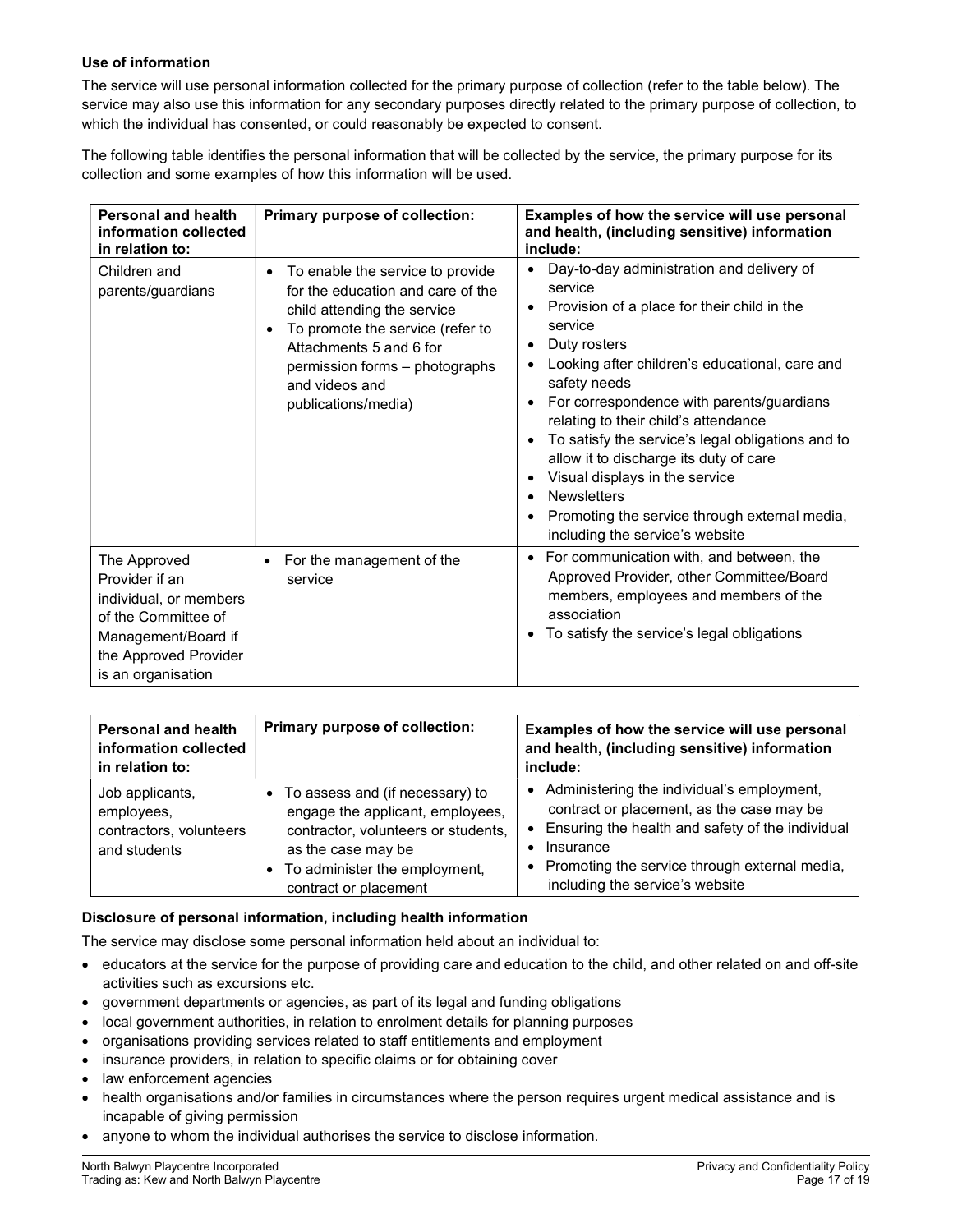**Use of information**

The service will use personal information collected for the primary purpose of collection (refer to the table below). The service may also use this information for any secondary purposes directly related to the primary purpose of collection, to which the individual has consented, or could reasonably be expected to consent.

The following table identifies the personal information that will be collected by the service, the primary purpose for its collection and some examples of how this information will be used.

| Personal and health information collected in relation to: | Primary purpose of collection: | Examples of how the service will use personal and health, (including sensitive) information include: |
|---|---|---|
| Children and parents/guardians | • To enable the service to provide for the education and care of the child attending the service<br>• To promote the service (refer to Attachments 5 and 6 for permission forms – photographs and videos and publications/media) | • Day-to-day administration and delivery of service<br>• Provision of a place for their child in the service<br>• Duty rosters<br>• Looking after children's educational, care and safety needs<br>• For correspondence with parents/guardians relating to their child's attendance<br>• To satisfy the service's legal obligations and to allow it to discharge its duty of care<br>• Visual displays in the service<br>• Newsletters<br>• Promoting the service through external media, including the service's website |
| The Approved Provider if an individual, or members of the Committee of Management/Board if the Approved Provider is an organisation | • For the management of the service | • For communication with, and between, the Approved Provider, other Committee/Board members, employees and members of the association<br>• To satisfy the service's legal obligations |
| Job applicants, employees, contractors, volunteers and students | • To assess and (if necessary) to engage the applicant, employees, contractor, volunteers or students, as the case may be<br>• To administer the employment, contract or placement | • Administering the individual's employment, contract or placement, as the case may be<br>• Ensuring the health and safety of the individual<br>• Insurance<br>• Promoting the service through external media, including the service's website |

**Disclosure of personal information, including health information**

The service may disclose some personal information held about an individual to:

- educators at the service for the purpose of providing care and education to the child, and other related on and off-site activities such as excursions etc.
- government departments or agencies, as part of its legal and funding obligations
- local government authorities, in relation to enrolment details for planning purposes
- organisations providing services related to staff entitlements and employment
- insurance providers, in relation to specific claims or for obtaining cover
- law enforcement agencies
- health organisations and/or families in circumstances where the person requires urgent medical assistance and is incapable of giving permission
- anyone to whom the individual authorises the service to disclose information.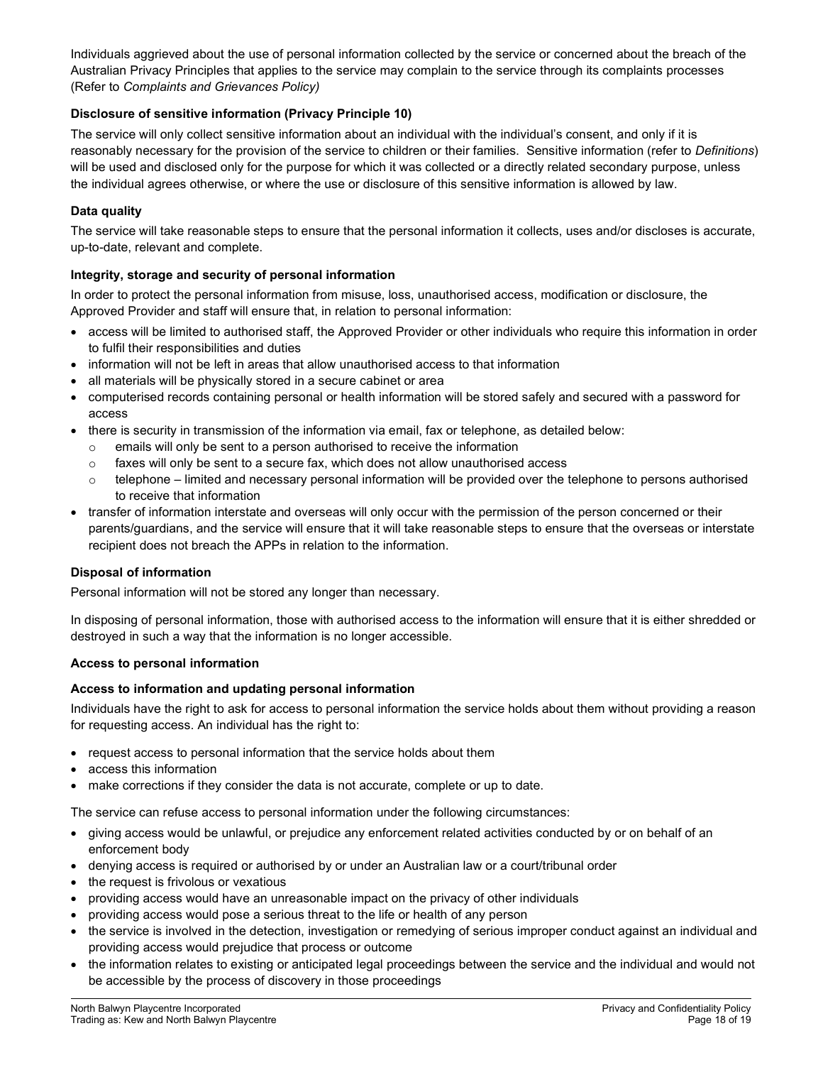Individuals aggrieved about the use of personal information collected by the service or concerned about the breach of the Australian Privacy Principles that applies to the service may complain to the service through its complaints processes (Refer to *Complaints and Grievances Policy)*

**Disclosure of sensitive information (Privacy Principle 10)**

The service will only collect sensitive information about an individual with the individual's consent, and only if it is reasonably necessary for the provision of the service to children or their families. Sensitive information (refer to *Definitions*) will be used and disclosed only for the purpose for which it was collected or a directly related secondary purpose, unless the individual agrees otherwise, or where the use or disclosure of this sensitive information is allowed by law.

**Data quality**

The service will take reasonable steps to ensure that the personal information it collects, uses and/or discloses is accurate, up-to-date, relevant and complete.

**Integrity, storage and security of personal information**

In order to protect the personal information from misuse, loss, unauthorised access, modification or disclosure, the Approved Provider and staff will ensure that, in relation to personal information:

- access will be limited to authorised staff, the Approved Provider or other individuals who require this information in order to fulfil their responsibilities and duties
- information will not be left in areas that allow unauthorised access to that information
- all materials will be physically stored in a secure cabinet or area
- computerised records containing personal or health information will be stored safely and secured with a password for access
- there is security in transmission of the information via email, fax or telephone, as detailed below:
  - emails will only be sent to a person authorised to receive the information
  - faxes will only be sent to a secure fax, which does not allow unauthorised access
  - telephone – limited and necessary personal information will be provided over the telephone to persons authorised to receive that information
- transfer of information interstate and overseas will only occur with the permission of the person concerned or their parents/guardians, and the service will ensure that it will take reasonable steps to ensure that the overseas or interstate recipient does not breach the APPs in relation to the information.

**Disposal of information**

Personal information will not be stored any longer than necessary.

In disposing of personal information, those with authorised access to the information will ensure that it is either shredded or destroyed in such a way that the information is no longer accessible.

**Access to personal information**

**Access to information and updating personal information**

Individuals have the right to ask for access to personal information the service holds about them without providing a reason for requesting access. An individual has the right to:

- request access to personal information that the service holds about them
- access this information
- make corrections if they consider the data is not accurate, complete or up to date.

The service can refuse access to personal information under the following circumstances:

- giving access would be unlawful, or prejudice any enforcement related activities conducted by or on behalf of an enforcement body
- denying access is required or authorised by or under an Australian law or a court/tribunal order
- the request is frivolous or vexatious
- providing access would have an unreasonable impact on the privacy of other individuals
- providing access would pose a serious threat to the life or health of any person
- the service is involved in the detection, investigation or remedying of serious improper conduct against an individual and providing access would prejudice that process or outcome
- the information relates to existing or anticipated legal proceedings between the service and the individual and would not be accessible by the process of discovery in those proceedings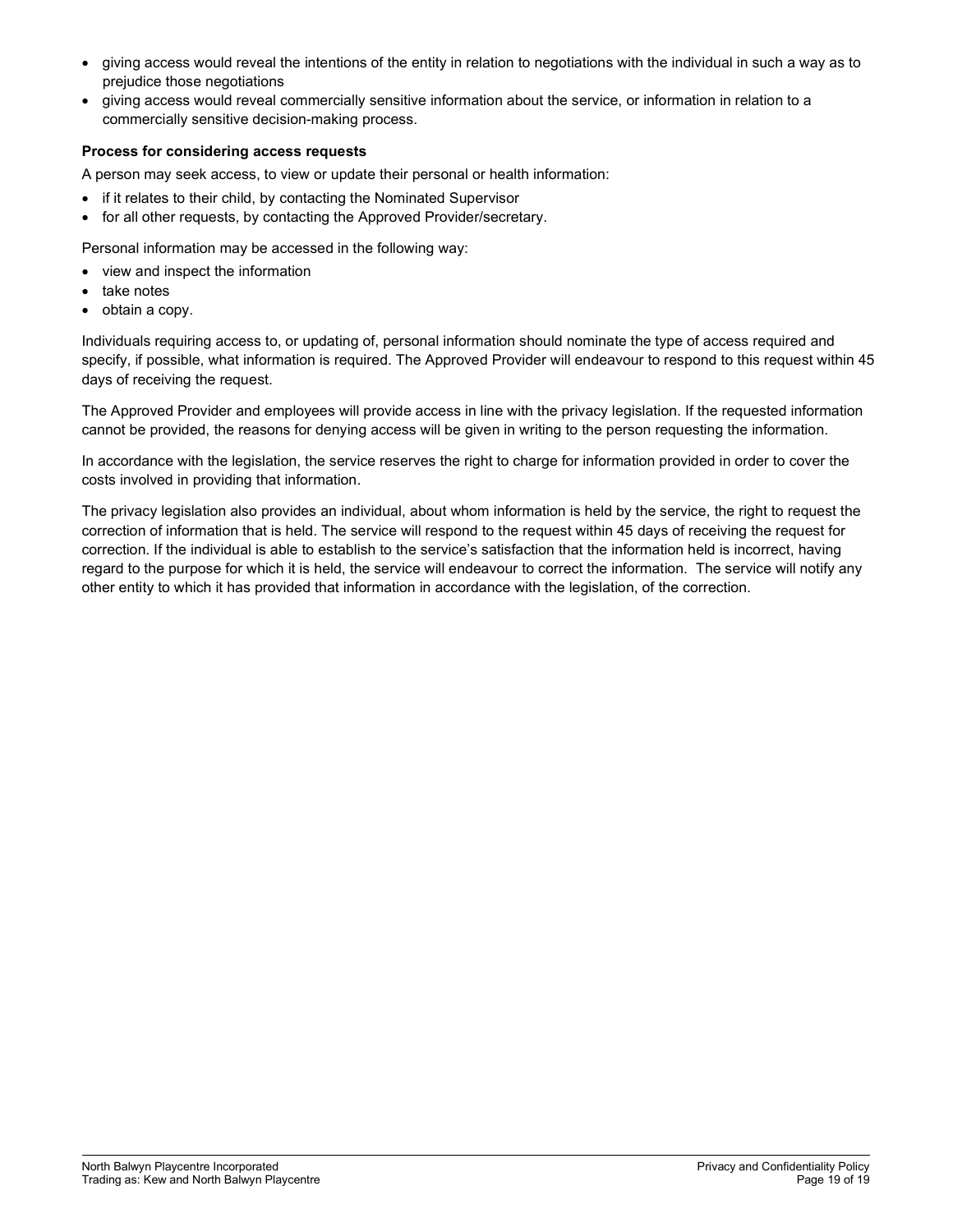- giving access would reveal the intentions of the entity in relation to negotiations with the individual in such a way as to prejudice those negotiations
- giving access would reveal commercially sensitive information about the service, or information in relation to a commercially sensitive decision-making process.

**Process for considering access requests**

A person may seek access, to view or update their personal or health information:

- if it relates to their child, by contacting the Nominated Supervisor
- for all other requests, by contacting the Approved Provider/secretary.

Personal information may be accessed in the following way:

- view and inspect the information
- take notes
- obtain a copy.

Individuals requiring access to, or updating of, personal information should nominate the type of access required and specify, if possible, what information is required. The Approved Provider will endeavour to respond to this request within 45 days of receiving the request.

The Approved Provider and employees will provide access in line with the privacy legislation. If the requested information cannot be provided, the reasons for denying access will be given in writing to the person requesting the information.

In accordance with the legislation, the service reserves the right to charge for information provided in order to cover the costs involved in providing that information.

The privacy legislation also provides an individual, about whom information is held by the service, the right to request the correction of information that is held. The service will respond to the request within 45 days of receiving the request for correction. If the individual is able to establish to the service's satisfaction that the information held is incorrect, having regard to the purpose for which it is held, the service will endeavour to correct the information. The service will notify any other entity to which it has provided that information in accordance with the legislation, of the correction.